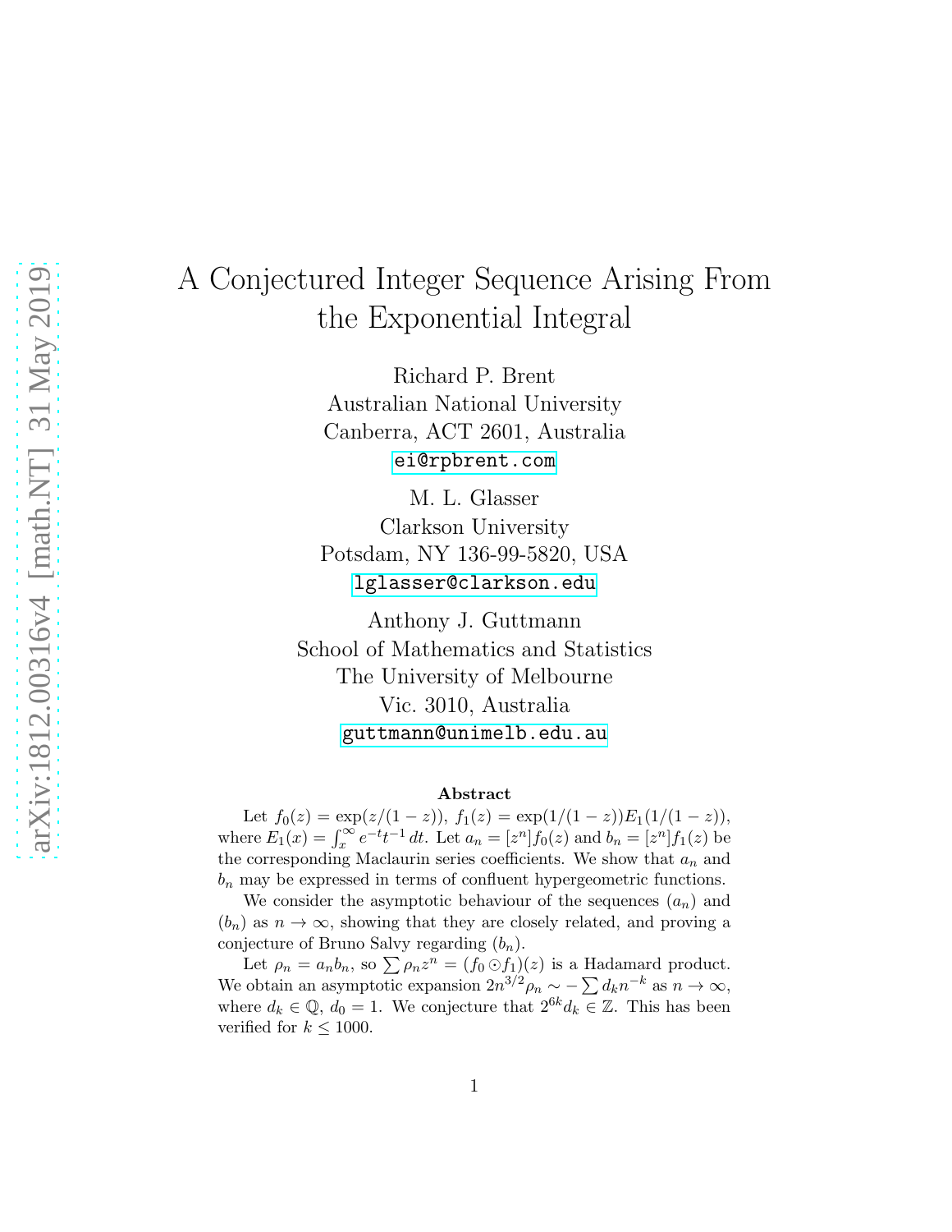# A Conjectured Integer Sequence Arising From the Exponential Integral

Richard P. Brent
Australian National University
Canberra, ACT 2601, Australia
ei@rpbrent.com

M. L. Glasser
Clarkson University
Potsdam, NY 136-99-5820, USA
lglasser@clarkson.edu

Anthony J. Guttmann
School of Mathematics and Statistics
The University of Melbourne
Vic. 3010, Australia
guttmann@unimelb.edu.au

### Abstract

Let $f_0(z) = \exp(z/(1-z))$, $f_1(z) = \exp(1/(1-z))E_1(1/(1-z))$, where $E_1(x) = \int_x^\infty e^{-t}t^{-1}\,dt$. Let $a_n = [z^n]f_0(z)$ and $b_n = [z^n]f_1(z)$ be the corresponding Maclaurin series coefficients. We show that $a_n$ and $b_n$ may be expressed in terms of confluent hypergeometric functions.

We consider the asymptotic behaviour of the sequences $(a_n)$ and $(b_n)$ as $n \to \infty$, showing that they are closely related, and proving a conjecture of Bruno Salvy regarding $(b_n)$.

Let $\rho_n = a_n b_n$, so $\sum \rho_n z^n = (f_0 \odot f_1)(z)$ is a Hadamard product. We obtain an asymptotic expansion $2n^{3/2}\rho_n \sim -\sum d_k n^{-k}$ as $n \to \infty$, where $d_k \in \mathbb{Q}$, $d_0 = 1$. We conjecture that $2^{6k}d_k \in \mathbb{Z}$. This has been verified for $k \le 1000$.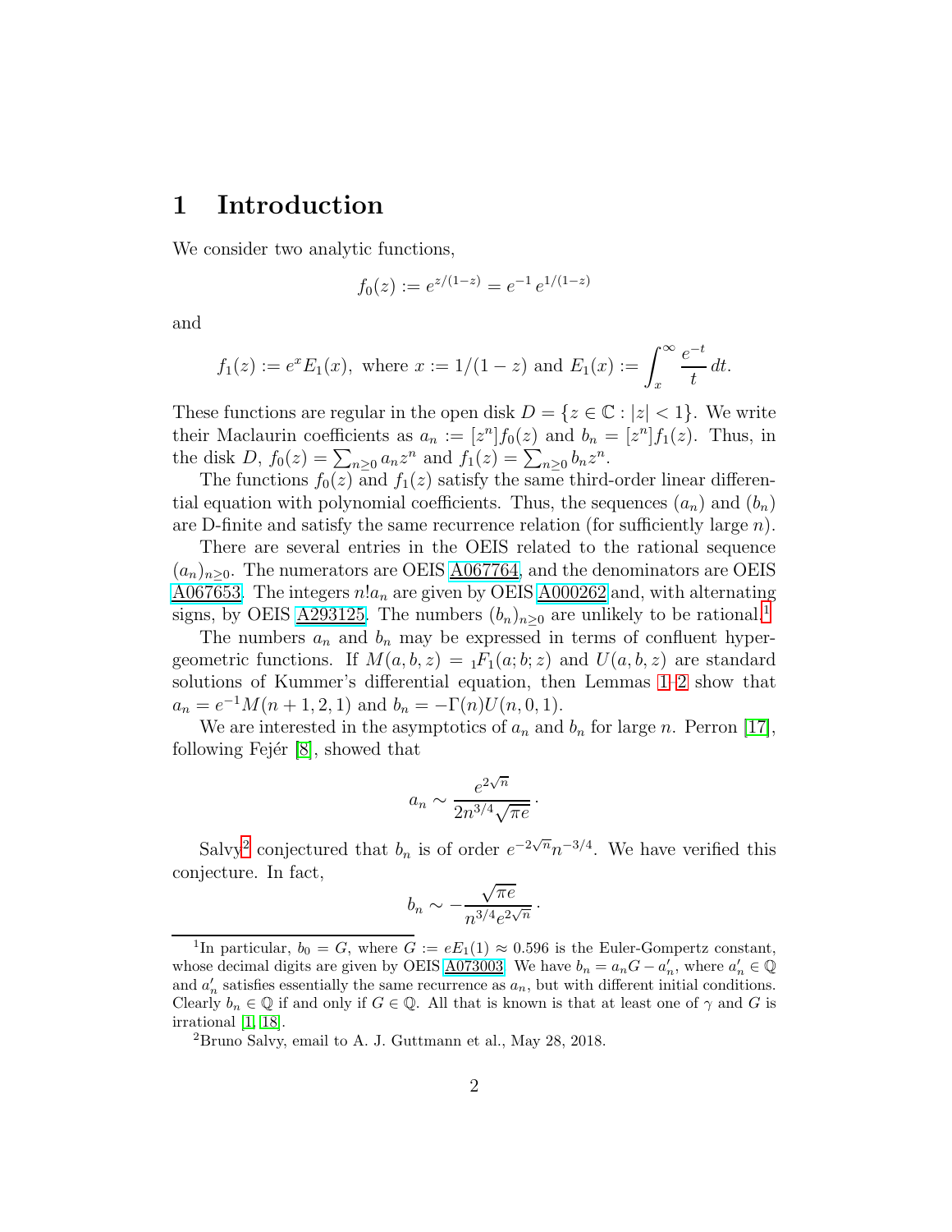# 1 Introduction

We consider two analytic functions,

$$f_0(z) := e^{z/(1-z)} = e^{-1}\, e^{1/(1-z)}$$

and

$$f_1(z) := e^x E_1(x), \text{ where } x := 1/(1-z) \text{ and } E_1(x) := \int_x^\infty \frac{e^{-t}}{t}\, dt.$$

These functions are regular in the open disk $D = \{z \in \mathbb{C} : |z| < 1\}$. We write their Maclaurin coefficients as $a_n := [z^n]f_0(z)$ and $b_n = [z^n]f_1(z)$. Thus, in the disk $D$, $f_0(z) = \sum_{n\ge 0} a_n z^n$ and $f_1(z) = \sum_{n\ge 0} b_n z^n$.

The functions $f_0(z)$ and $f_1(z)$ satisfy the same third-order linear differential equation with polynomial coefficients. Thus, the sequences $(a_n)$ and $(b_n)$ are D-finite and satisfy the same recurrence relation (for sufficiently large $n$).

There are several entries in the OEIS related to the rational sequence $(a_n)_{n\ge 0}$. The numerators are OEIS A067764, and the denominators are OEIS A067653. The integers $n!a_n$ are given by OEIS A000262 and, with alternating signs, by OEIS A293125. The numbers $(b_n)_{n\ge 0}$ are unlikely to be rational.[1]

The numbers $a_n$ and $b_n$ may be expressed in terms of confluent hypergeometric functions. If $M(a, b, z) = {}_1F_1(a; b; z)$ and $U(a, b, z)$ are standard solutions of Kummer's differential equation, then Lemmas 1–2 show that $a_n = e^{-1}M(n + 1, 2, 1)$ and $b_n = -\Gamma(n)U(n, 0, 1)$.

We are interested in the asymptotics of $a_n$ and $b_n$ for large $n$. Perron [17], following Fejér [8], showed that

$$a_n \sim \frac{e^{2\sqrt{n}}}{2n^{3/4}\sqrt{\pi e}}\,.$$

Salvy[2] conjectured that $b_n$ is of order $e^{-2\sqrt{n}}n^{-3/4}$. We have verified this conjecture. In fact,

$$b_n \sim -\frac{\sqrt{\pi e}}{n^{3/4}e^{2\sqrt{n}}}\,.$$

---

[1] In particular, $b_0 = G$, where $G := eE_1(1) \approx 0.596$ is the Euler-Gompertz constant, whose decimal digits are given by OEIS A073003. We have $b_n = a_n G - a'_n$, where $a'_n \in \mathbb{Q}$ and $a'_n$ satisfies essentially the same recurrence as $a_n$, but with different initial conditions. Clearly $b_n \in \mathbb{Q}$ if and only if $G \in \mathbb{Q}$. All that is known is that at least one of $\gamma$ and $G$ is irrational [1, 18].

[2] Bruno Salvy, email to A. J. Guttmann et al., May 28, 2018.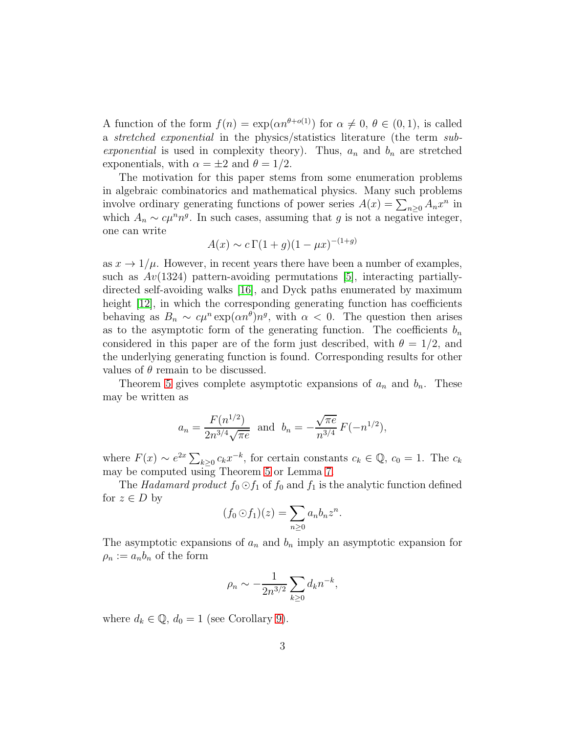A function of the form $f(n) = \exp(\alpha n^{\theta+o(1)})$ for $\alpha \neq 0$, $\theta \in (0,1)$, is called a *stretched exponential* in the physics/statistics literature (the term *sub-exponential* is used in complexity theory). Thus, $a_n$ and $b_n$ are stretched exponentials, with $\alpha = \pm 2$ and $\theta = 1/2$.

The motivation for this paper stems from some enumeration problems in algebraic combinatorics and mathematical physics. Many such problems involve ordinary generating functions of power series $A(x) = \sum_{n\geq 0} A_n x^n$ in which $A_n \sim c\mu^n n^g$. In such cases, assuming that $g$ is not a negative integer, one can write

$$A(x) \sim c\,\Gamma(1+g)(1-\mu x)^{-(1+g)}$$

as $x \to 1/\mu$. However, in recent years there have been a number of examples, such as $Av(1324)$ pattern-avoiding permutations [5], interacting partially-directed self-avoiding walks [16], and Dyck paths enumerated by maximum height [12], in which the corresponding generating function has coefficients behaving as $B_n \sim c\mu^n \exp(\alpha n^\theta) n^g$, with $\alpha < 0$. The question then arises as to the asymptotic form of the generating function. The coefficients $b_n$ considered in this paper are of the form just described, with $\theta = 1/2$, and the underlying generating function is found. Corresponding results for other values of $\theta$ remain to be discussed.

Theorem 5 gives complete asymptotic expansions of $a_n$ and $b_n$. These may be written as

$$a_n = \frac{F(n^{1/2})}{2n^{3/4}\sqrt{\pi e}} \ \text{ and } \ b_n = -\frac{\sqrt{\pi e}}{n^{3/4}}\,F(-n^{1/2}),$$

where $F(x) \sim e^{2x}\sum_{k\geq 0} c_k x^{-k}$, for certain constants $c_k \in \mathbb{Q}$, $c_0 = 1$. The $c_k$ may be computed using Theorem 5 or Lemma 7.

The *Hadamard product* $f_0 \odot f_1$ of $f_0$ and $f_1$ is the analytic function defined for $z \in D$ by

$$(f_0 \odot f_1)(z) = \sum_{n\geq 0} a_n b_n z^n.$$

The asymptotic expansions of $a_n$ and $b_n$ imply an asymptotic expansion for $\rho_n := a_n b_n$ of the form

$$\rho_n \sim -\frac{1}{2n^{3/2}}\sum_{k\geq 0} d_k n^{-k},$$

where $d_k \in \mathbb{Q}$, $d_0 = 1$ (see Corollary 9).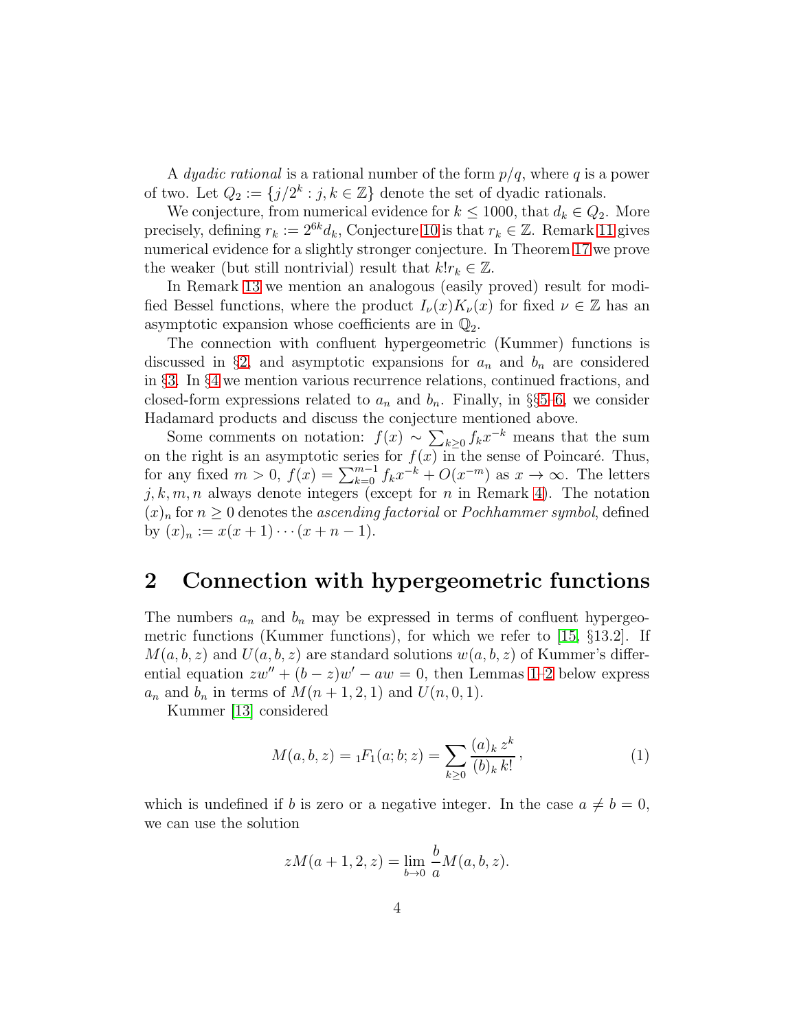A *dyadic rational* is a rational number of the form $p/q$, where $q$ is a power of two. Let $Q_2 := \{j/2^k : j, k \in \mathbb{Z}\}$ denote the set of dyadic rationals.

We conjecture, from numerical evidence for $k \le 1000$, that $d_k \in Q_2$. More precisely, defining $r_k := 2^{6k} d_k$, Conjecture 10 is that $r_k \in \mathbb{Z}$. Remark 11 gives numerical evidence for a slightly stronger conjecture. In Theorem 17 we prove the weaker (but still nontrivial) result that $k! r_k \in \mathbb{Z}$.

In Remark 13 we mention an analogous (easily proved) result for modified Bessel functions, where the product $I_\nu(x) K_\nu(x)$ for fixed $\nu \in \mathbb{Z}$ has an asymptotic expansion whose coefficients are in $\mathbb{Q}_2$.

The connection with confluent hypergeometric (Kummer) functions is discussed in §2, and asymptotic expansions for $a_n$ and $b_n$ are considered in §3. In §4 we mention various recurrence relations, continued fractions, and closed-form expressions related to $a_n$ and $b_n$. Finally, in §§5–6, we consider Hadamard products and discuss the conjecture mentioned above.

Some comments on notation: $f(x) \sim \sum_{k \ge 0} f_k x^{-k}$ means that the sum on the right is an asymptotic series for $f(x)$ in the sense of Poincaré. Thus, for any fixed $m > 0$, $f(x) = \sum_{k=0}^{m-1} f_k x^{-k} + O(x^{-m})$ as $x \to \infty$. The letters $j, k, m, n$ always denote integers (except for $n$ in Remark 4). The notation $(x)_n$ for $n \ge 0$ denotes the *ascending factorial* or *Pochhammer symbol*, defined by $(x)_n := x(x+1)\cdots(x+n-1)$.

## 2 Connection with hypergeometric functions

The numbers $a_n$ and $b_n$ may be expressed in terms of confluent hypergeometric functions (Kummer functions), for which we refer to [15, §13.2]. If $M(a, b, z)$ and $U(a, b, z)$ are standard solutions $w(a, b, z)$ of Kummer's differential equation $zw'' + (b - z)w' - aw = 0$, then Lemmas 1–2 below express $a_n$ and $b_n$ in terms of $M(n+1, 2, 1)$ and $U(n, 0, 1)$.

Kummer [13] considered

$$M(a, b, z) = {}_1F_1(a; b; z) = \sum_{k \ge 0} \frac{(a)_k \, z^k}{(b)_k \, k!}, \tag{1}$$

which is undefined if $b$ is zero or a negative integer. In the case $a \ne b = 0$, we can use the solution

$$zM(a+1, 2, z) = \lim_{b \to 0} \frac{b}{a} M(a, b, z).$$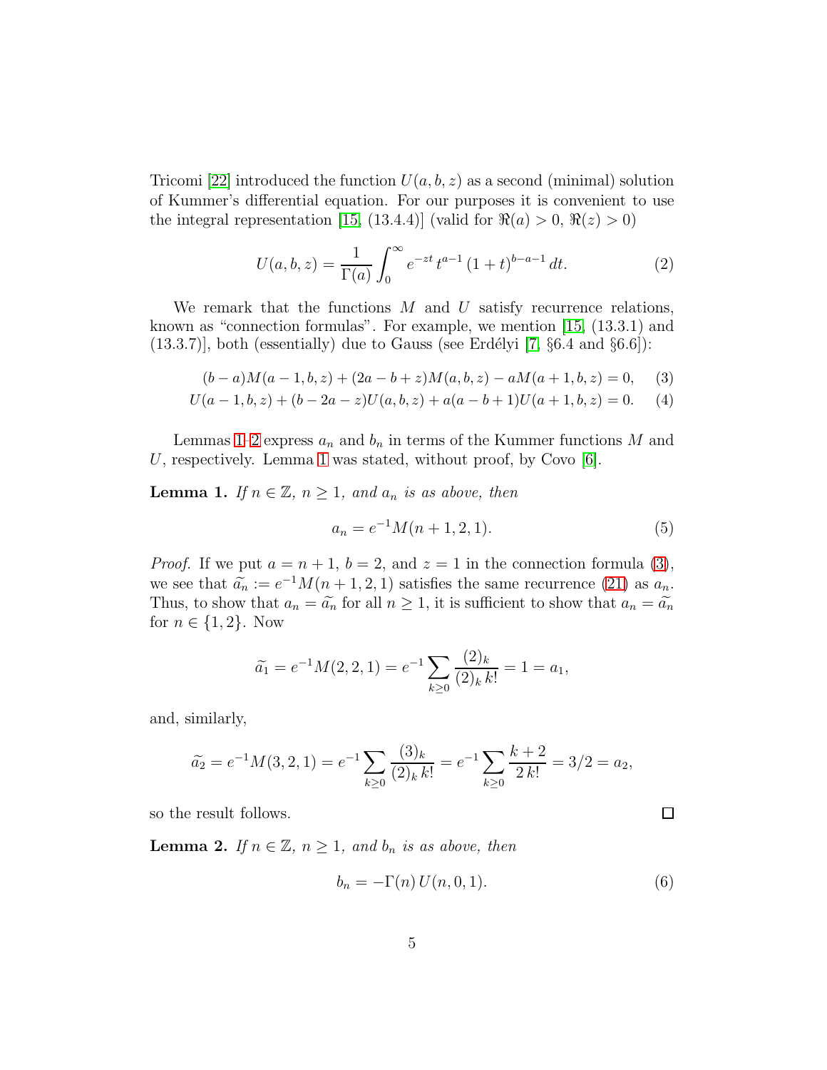Tricomi [22] introduced the function $U(a,b,z)$ as a second (minimal) solution of Kummer's differential equation. For our purposes it is convenient to use the integral representation [15, (13.4.4)] (valid for $\Re(a) > 0$, $\Re(z) > 0$)

$$U(a,b,z) = \frac{1}{\Gamma(a)} \int_0^\infty e^{-zt}\, t^{a-1}\, (1+t)^{b-a-1}\, dt. \tag{2}$$

We remark that the functions $M$ and $U$ satisfy recurrence relations, known as "connection formulas". For example, we mention [15, (13.3.1) and (13.3.7)], both (essentially) due to Gauss (see Erdélyi [7, §6.4 and §6.6]):

$$(b-a)M(a-1,b,z) + (2a-b+z)M(a,b,z) - aM(a+1,b,z) = 0, \tag{3}$$

$$U(a-1,b,z) + (b-2a-z)U(a,b,z) + a(a-b+1)U(a+1,b,z) = 0. \tag{4}$$

Lemmas 1–2 express $a_n$ and $b_n$ in terms of the Kummer functions $M$ and $U$, respectively. Lemma 1 was stated, without proof, by Covo [6].

**Lemma 1.** *If $n \in \mathbb{Z}$, $n \geq 1$, and $a_n$ is as above, then*

$$a_n = e^{-1} M(n+1, 2, 1). \tag{5}$$

*Proof.* If we put $a = n+1$, $b = 2$, and $z = 1$ in the connection formula (3), we see that $\widetilde{a_n} := e^{-1}M(n+1,2,1)$ satisfies the same recurrence (21) as $a_n$. Thus, to show that $a_n = \widetilde{a_n}$ for all $n \geq 1$, it is sufficient to show that $a_n = \widetilde{a_n}$ for $n \in \{1, 2\}$. Now

$$\widetilde{a_1} = e^{-1}M(2,2,1) = e^{-1} \sum_{k \geq 0} \frac{(2)_k}{(2)_k\, k!} = 1 = a_1,$$

and, similarly,

$$\widetilde{a_2} = e^{-1}M(3,2,1) = e^{-1} \sum_{k \geq 0} \frac{(3)_k}{(2)_k\, k!} = e^{-1} \sum_{k \geq 0} \frac{k+2}{2\, k!} = 3/2 = a_2,$$

so the result follows. ∎

**Lemma 2.** *If $n \in \mathbb{Z}$, $n \geq 1$, and $b_n$ is as above, then*

$$b_n = -\Gamma(n)\, U(n, 0, 1). \tag{6}$$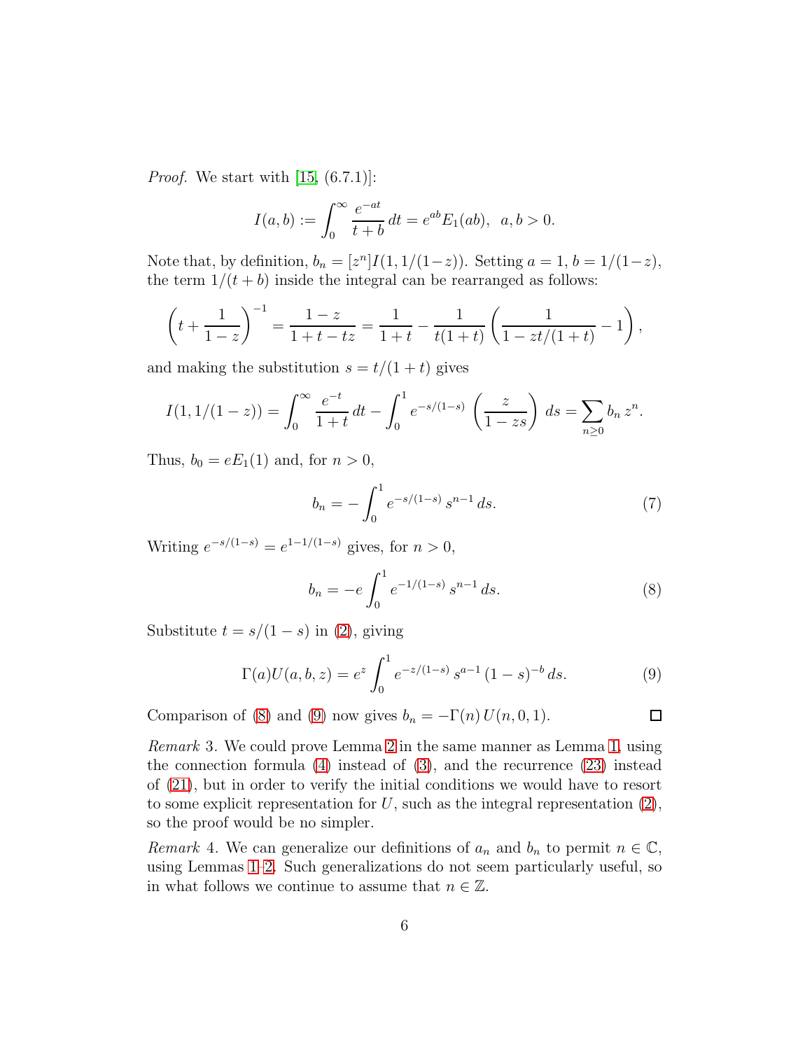*Proof.* We start with [15, (6.7.1)]:

$$I(a,b) := \int_0^\infty \frac{e^{-at}}{t+b}\,dt = e^{ab}E_1(ab), \;\; a,b>0.$$

Note that, by definition, $b_n = [z^n]I(1, 1/(1-z))$. Setting $a=1$, $b=1/(1-z)$, the term $1/(t+b)$ inside the integral can be rearranged as follows:

$$\left(t+\frac{1}{1-z}\right)^{-1} = \frac{1-z}{1+t-tz} = \frac{1}{1+t} - \frac{1}{t(1+t)}\left(\frac{1}{1-zt/(1+t)} - 1\right),$$

and making the substitution $s = t/(1+t)$ gives

$$I(1, 1/(1-z)) = \int_0^\infty \frac{e^{-t}}{1+t}\,dt - \int_0^1 e^{-s/(1-s)}\,\left(\frac{z}{1-zs}\right)\,ds = \sum_{n\ge 0} b_n\,z^n.$$

Thus, $b_0 = eE_1(1)$ and, for $n>0$,

$$b_n = -\int_0^1 e^{-s/(1-s)}\,s^{n-1}\,ds. \tag{7}$$

Writing $e^{-s/(1-s)} = e^{1-1/(1-s)}$ gives, for $n>0$,

$$b_n = -e\int_0^1 e^{-1/(1-s)}\,s^{n-1}\,ds. \tag{8}$$

Substitute $t = s/(1-s)$ in (2), giving

$$\Gamma(a)U(a,b,z) = e^z\int_0^1 e^{-z/(1-s)}\,s^{a-1}\,(1-s)^{-b}\,ds. \tag{9}$$

Comparison of (8) and (9) now gives $b_n = -\Gamma(n)\,U(n,0,1)$. □

*Remark* 3. We could prove Lemma 2 in the same manner as Lemma 1, using the connection formula (4) instead of (3), and the recurrence (23) instead of (21), but in order to verify the initial conditions we would have to resort to some explicit representation for $U$, such as the integral representation (2), so the proof would be no simpler.

*Remark* 4. We can generalize our definitions of $a_n$ and $b_n$ to permit $n\in\mathbb{C}$, using Lemmas 1–2. Such generalizations do not seem particularly useful, so in what follows we continue to assume that $n\in\mathbb{Z}$.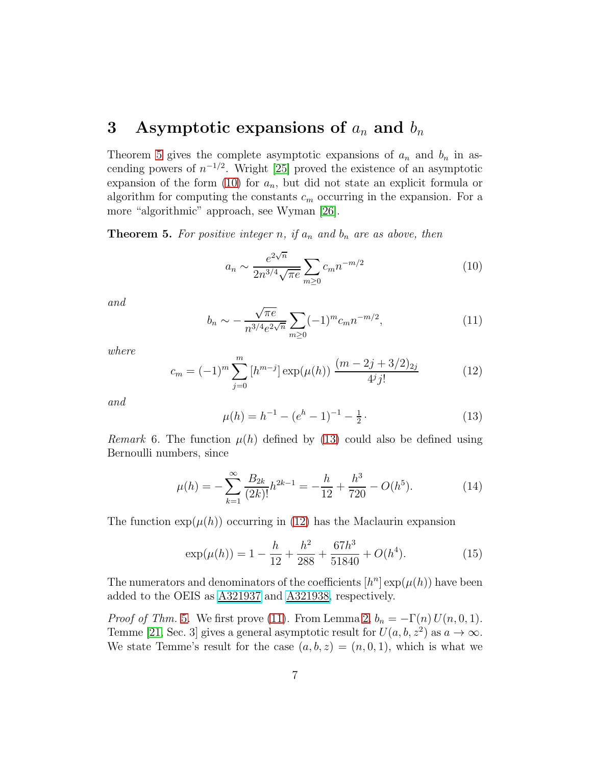## 3 Asymptotic expansions of $a_n$ and $b_n$

Theorem 5 gives the complete asymptotic expansions of $a_n$ and $b_n$ in ascending powers of $n^{-1/2}$. Wright [25] proved the existence of an asymptotic expansion of the form (10) for $a_n$, but did not state an explicit formula or algorithm for computing the constants $c_m$ occurring in the expansion. For a more "algorithmic" approach, see Wyman [26].

**Theorem 5.** *For positive integer $n$, if $a_n$ and $b_n$ are as above, then*

$$a_n \sim \frac{e^{2\sqrt{n}}}{2n^{3/4}\sqrt{\pi e}} \sum_{m\geq 0} c_m n^{-m/2} \tag{10}$$

*and*

$$b_n \sim -\frac{\sqrt{\pi e}}{n^{3/4}e^{2\sqrt{n}}} \sum_{m\geq 0} (-1)^m c_m n^{-m/2}, \tag{11}$$

*where*

$$c_m = (-1)^m \sum_{j=0}^{m} [h^{m-j}] \exp(\mu(h)) \, \frac{(m-2j+3/2)_{2j}}{4^j j!} \tag{12}$$

*and*

$$\mu(h) = h^{-1} - (e^h - 1)^{-1} - \tfrac{1}{2}\cdot \tag{13}$$

*Remark* 6. The function $\mu(h)$ defined by (13) could also be defined using Bernoulli numbers, since

$$\mu(h) = -\sum_{k=1}^{\infty} \frac{B_{2k}}{(2k)!} h^{2k-1} = -\frac{h}{12} + \frac{h^3}{720} - O(h^5). \tag{14}$$

The function $\exp(\mu(h))$ occurring in (12) has the Maclaurin expansion

$$\exp(\mu(h)) = 1 - \frac{h}{12} + \frac{h^2}{288} + \frac{67h^3}{51840} + O(h^4). \tag{15}$$

The numerators and denominators of the coefficients $[h^n]\exp(\mu(h))$ have been added to the OEIS as A321937 and A321938, respectively.

*Proof of Thm. 5.* We first prove (11). From Lemma 2, $b_n = -\Gamma(n)\, U(n, 0, 1)$. Temme [21, Sec. 3] gives a general asymptotic result for $U(a, b, z^2)$ as $a \to \infty$. We state Temme's result for the case $(a, b, z) = (n, 0, 1)$, which is what we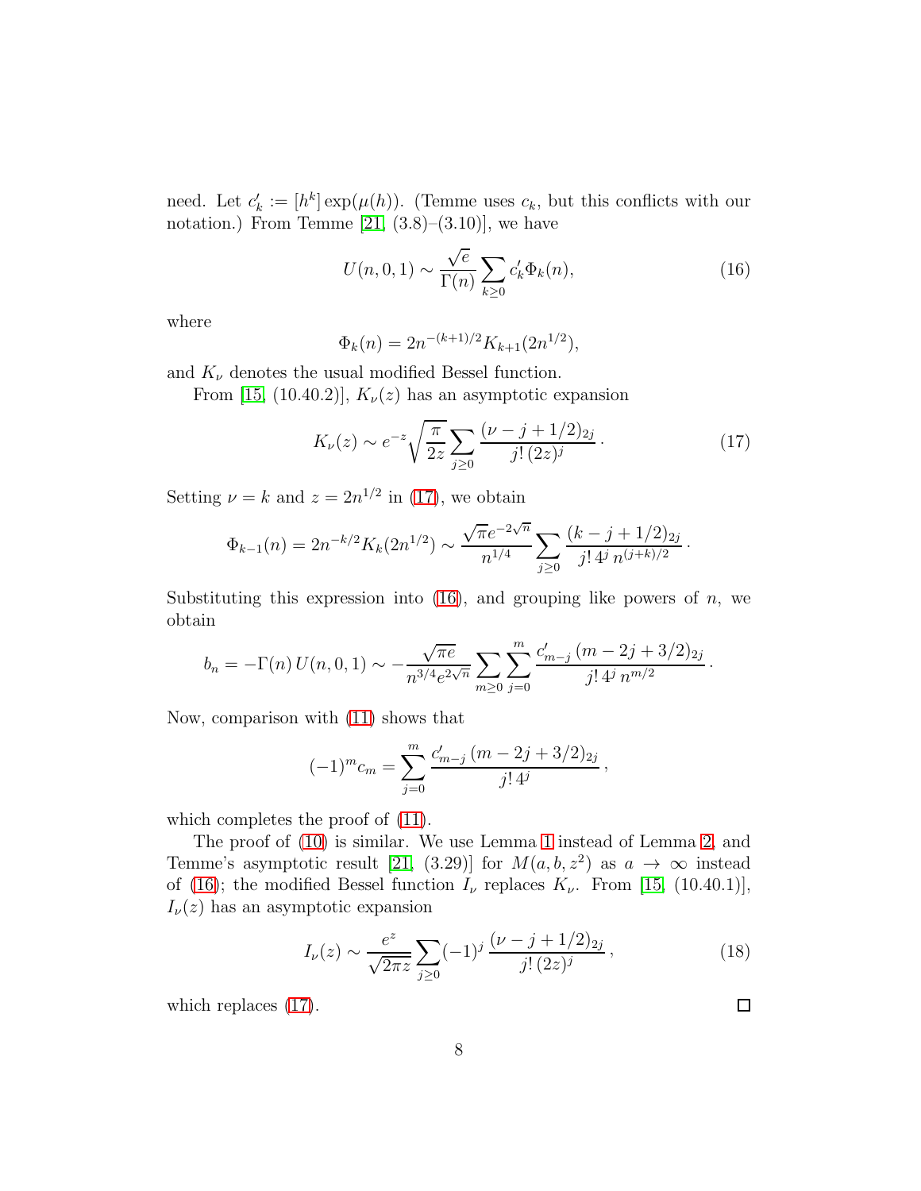need. Let $c'_k := [h^k]\exp(\mu(h))$. (Temme uses $c_k$, but this conflicts with our notation.) From Temme [21, (3.8)–(3.10)], we have

$$U(n,0,1) \sim \frac{\sqrt{e}}{\Gamma(n)} \sum_{k\ge 0} c'_k \Phi_k(n), \tag{16}$$

where

$$\Phi_k(n) = 2n^{-(k+1)/2} K_{k+1}(2n^{1/2}),$$

and $K_\nu$ denotes the usual modified Bessel function.

From [15, (10.40.2)], $K_\nu(z)$ has an asymptotic expansion

$$K_\nu(z) \sim e^{-z}\sqrt{\frac{\pi}{2z}} \sum_{j\ge 0} \frac{(\nu - j + 1/2)_{2j}}{j!\,(2z)^j}\,. \tag{17}$$

Setting $\nu = k$ and $z = 2n^{1/2}$ in (17), we obtain

$$\Phi_{k-1}(n) = 2n^{-k/2}K_k(2n^{1/2}) \sim \frac{\sqrt{\pi}e^{-2\sqrt{n}}}{n^{1/4}} \sum_{j\ge 0} \frac{(k-j+1/2)_{2j}}{j!\,4^j\, n^{(j+k)/2}}\,.$$

Substituting this expression into (16), and grouping like powers of $n$, we obtain

$$b_n = -\Gamma(n)\,U(n,0,1) \sim -\frac{\sqrt{\pi e}}{n^{3/4}e^{2\sqrt{n}}} \sum_{m\ge 0}\sum_{j=0}^{m} \frac{c'_{m-j}\,(m-2j+3/2)_{2j}}{j!\,4^j\,n^{m/2}}\,.$$

Now, comparison with (11) shows that

$$(-1)^m c_m = \sum_{j=0}^{m} \frac{c'_{m-j}\,(m-2j+3/2)_{2j}}{j!\,4^j}\,,$$

which completes the proof of (11).

The proof of (10) is similar. We use Lemma 1 instead of Lemma 2, and Temme's asymptotic result [21, (3.29)] for $M(a,b,z^2)$ as $a \to \infty$ instead of (16); the modified Bessel function $I_\nu$ replaces $K_\nu$. From [15, (10.40.1)], $I_\nu(z)$ has an asymptotic expansion

$$I_\nu(z) \sim \frac{e^z}{\sqrt{2\pi z}} \sum_{j\ge 0} (-1)^j\,\frac{(\nu - j + 1/2)_{2j}}{j!\,(2z)^j}\,, \tag{18}$$

which replaces (17). □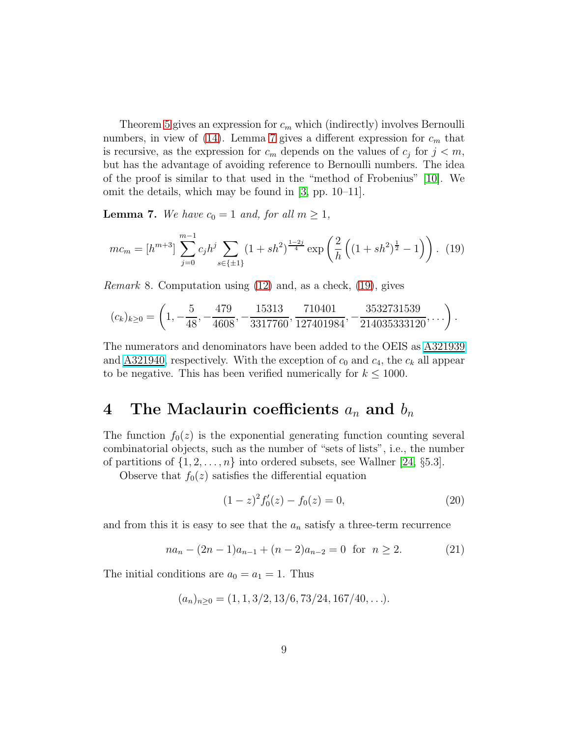Theorem 5 gives an expression for $c_m$ which (indirectly) involves Bernoulli numbers, in view of (14). Lemma 7 gives a different expression for $c_m$ that is recursive, as the expression for $c_m$ depends on the values of $c_j$ for $j < m$, but has the advantage of avoiding reference to Bernoulli numbers. The idea of the proof is similar to that used in the "method of Frobenius" [10]. We omit the details, which may be found in [3, pp. 10–11].

**Lemma 7.** *We have $c_0 = 1$ and, for all $m \geq 1$,*

$$mc_m = [h^{m+3}] \sum_{j=0}^{m-1} c_j h^j \sum_{s\in\{\pm 1\}} (1 + sh^2)^{\frac{1-2j}{4}} \exp\left(\frac{2}{h}\left((1 + sh^2)^{\frac{1}{2}} - 1\right)\right). \quad (19)$$

*Remark* 8. Computation using (12) and, as a check, (19), gives

$$(c_k)_{k\geq 0} = \left(1, -\frac{5}{48}, -\frac{479}{4608}, -\frac{15313}{3317760}, \frac{710401}{127401984}, -\frac{3532731539}{214035333120}, \ldots\right).$$

The numerators and denominators have been added to the OEIS as A321939 and A321940, respectively. With the exception of $c_0$ and $c_4$, the $c_k$ all appear to be negative. This has been verified numerically for $k \leq 1000$.

# 4 The Maclaurin coefficients $a_n$ and $b_n$

The function $f_0(z)$ is the exponential generating function counting several combinatorial objects, such as the number of "sets of lists", i.e., the number of partitions of $\{1, 2, \ldots, n\}$ into ordered subsets, see Wallner [24, §5.3].

Observe that $f_0(z)$ satisfies the differential equation

$$(1 - z)^2 f_0'(z) - f_0(z) = 0, \quad (20)$$

and from this it is easy to see that the $a_n$ satisfy a three-term recurrence

$$na_n - (2n - 1)a_{n-1} + (n - 2)a_{n-2} = 0 \ \text{ for } \ n \geq 2. \quad (21)$$

The initial conditions are $a_0 = a_1 = 1$. Thus

$$(a_n)_{n\geq 0} = (1, 1, 3/2, 13/6, 73/24, 167/40, \ldots).$$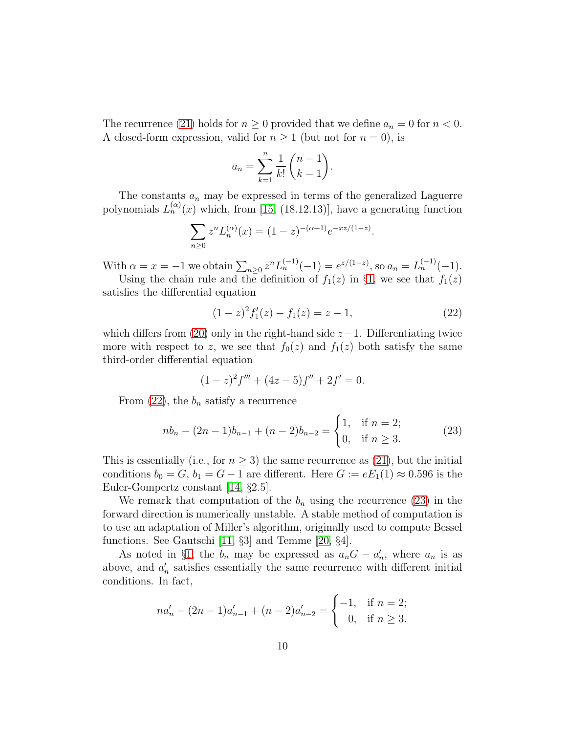The recurrence (21) holds for $n \geq 0$ provided that we define $a_n = 0$ for $n < 0$. A closed-form expression, valid for $n \geq 1$ (but not for $n = 0$), is

$$a_n = \sum_{k=1}^{n} \frac{1}{k!} \binom{n-1}{k-1}.$$

The constants $a_n$ may be expressed in terms of the generalized Laguerre polynomials $L_n^{(\alpha)}(x)$ which, from [15, (18.12.13)], have a generating function

$$\sum_{n \geq 0} z^n L_n^{(\alpha)}(x) = (1-z)^{-(\alpha+1)} e^{-xz/(1-z)}.$$

With $\alpha = x = -1$ we obtain $\sum_{n \geq 0} z^n L_n^{(-1)}(-1) = e^{z/(1-z)}$, so $a_n = L_n^{(-1)}(-1)$.

Using the chain rule and the definition of $f_1(z)$ in §1, we see that $f_1(z)$ satisfies the differential equation

$$(1-z)^2 f_1'(z) - f_1(z) = z - 1, \tag{22}$$

which differs from (20) only in the right-hand side $z-1$. Differentiating twice more with respect to $z$, we see that $f_0(z)$ and $f_1(z)$ both satisfy the same third-order differential equation

$$(1-z)^2 f''' + (4z-5) f'' + 2f' = 0.$$

From (22), the $b_n$ satisfy a recurrence

$$n b_n - (2n-1) b_{n-1} + (n-2) b_{n-2} = \begin{cases} 1, & \text{if } n = 2; \\ 0, & \text{if } n \geq 3. \end{cases} \tag{23}$$

This is essentially (i.e., for $n \geq 3$) the same recurrence as (21), but the initial conditions $b_0 = G$, $b_1 = G - 1$ are different. Here $G := eE_1(1) \approx 0.596$ is the Euler-Gompertz constant [14, §2.5].

We remark that computation of the $b_n$ using the recurrence (23) in the forward direction is numerically unstable. A stable method of computation is to use an adaptation of Miller's algorithm, originally used to compute Bessel functions. See Gautschi [11, §3] and Temme [20, §4].

As noted in §1, the $b_n$ may be expressed as $a_n G - a_n'$, where $a_n$ is as above, and $a_n'$ satisfies essentially the same recurrence with different initial conditions. In fact,

$$n a_n' - (2n-1) a_{n-1}' + (n-2) a_{n-2}' = \begin{cases} -1, & \text{if } n = 2; \\ 0, & \text{if } n \geq 3. \end{cases}$$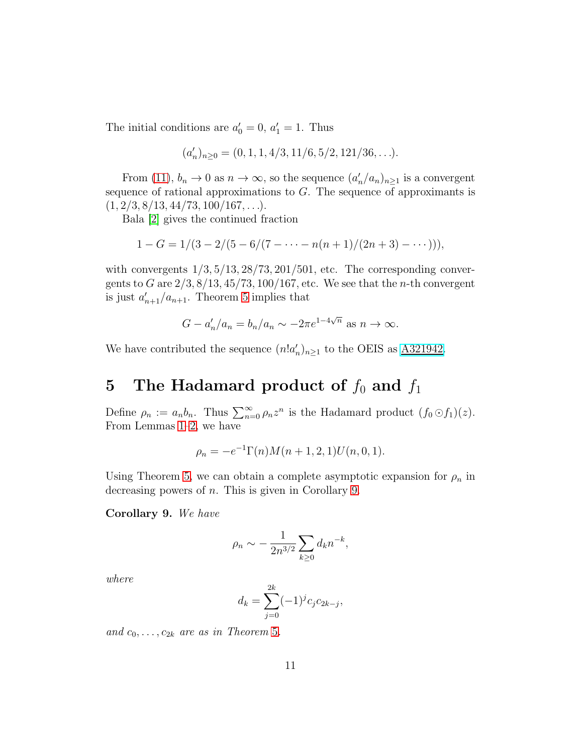The initial conditions are $a'_0 = 0$, $a'_1 = 1$. Thus

$$(a'_n)_{n\geq 0} = (0, 1, 1, 4/3, 11/6, 5/2, 121/36, \ldots).$$

From (11), $b_n \to 0$ as $n \to \infty$, so the sequence $(a'_n/a_n)_{n\geq 1}$ is a convergent sequence of rational approximations to $G$. The sequence of approximants is $(1, 2/3, 8/13, 44/73, 100/167, \ldots)$.

Bala [2] gives the continued fraction

$$1 - G = 1/(3 - 2/(5 - 6/(7 - \cdots - n(n+1)/(2n+3) - \cdots))),$$

with convergents $1/3, 5/13, 28/73, 201/501$, etc. The corresponding convergents to $G$ are $2/3, 8/13, 45/73, 100/167$, etc. We see that the $n$-th convergent is just $a'_{n+1}/a_{n+1}$. Theorem 5 implies that

$$G - a'_n/a_n = b_n/a_n \sim -2\pi e^{1-4\sqrt{n}} \text{ as } n \to \infty.$$

We have contributed the sequence $(n!a'_n)_{n\geq 1}$ to the OEIS as A321942.

# 5 The Hadamard product of $f_0$ and $f_1$

Define $\rho_n := a_n b_n$. Thus $\sum_{n=0}^{\infty} \rho_n z^n$ is the Hadamard product $(f_0 \odot f_1)(z)$. From Lemmas 1–2, we have

$$\rho_n = -e^{-1}\Gamma(n)M(n+1, 2, 1)U(n, 0, 1).$$

Using Theorem 5, we can obtain a complete asymptotic expansion for $\rho_n$ in decreasing powers of $n$. This is given in Corollary 9.

**Corollary 9.** *We have*

$$\rho_n \sim -\frac{1}{2n^{3/2}} \sum_{k\geq 0} d_k n^{-k},$$

*where*

$$d_k = \sum_{j=0}^{2k} (-1)^j c_j c_{2k-j},$$

*and $c_0, \ldots, c_{2k}$ are as in Theorem 5.*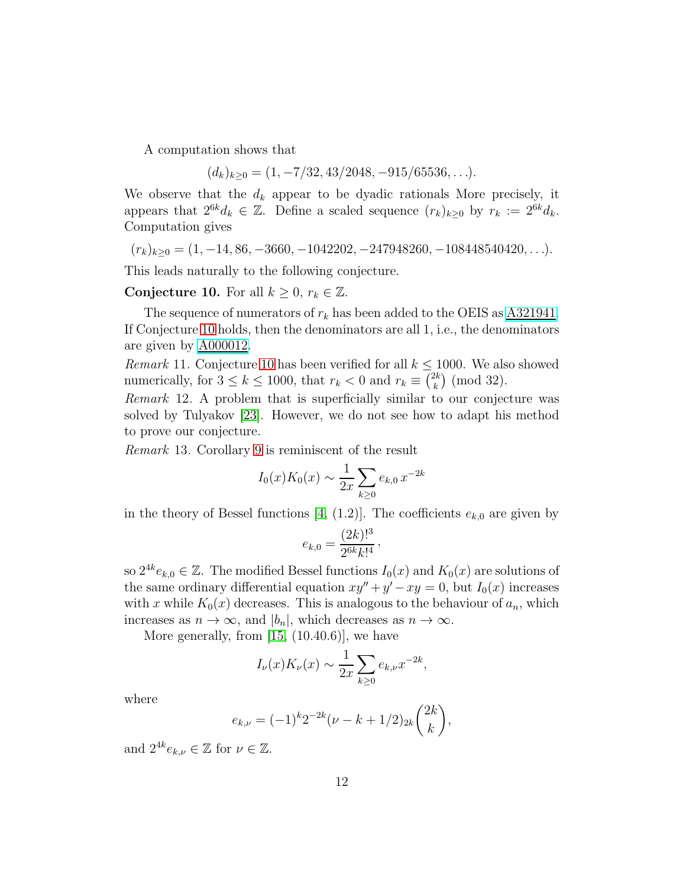A computation shows that

$$(d_k)_{k\geq 0} = (1, -7/32, 43/2048, -915/65536, \ldots).$$

We observe that the $d_k$ appear to be dyadic rationals More precisely, it appears that $2^{6k}d_k \in \mathbb{Z}$. Define a scaled sequence $(r_k)_{k\geq 0}$ by $r_k := 2^{6k}d_k$. Computation gives

$$(r_k)_{k\geq 0} = (1, -14, 86, -3660, -1042202, -247948260, -108448540420, \ldots).$$

This leads naturally to the following conjecture.

**Conjecture 10.** For all $k \geq 0$, $r_k \in \mathbb{Z}$.

The sequence of numerators of $r_k$ has been added to the OEIS as A321941. If Conjecture 10 holds, then the denominators are all 1, i.e., the denominators are given by A000012.

*Remark* 11. Conjecture 10 has been verified for all $k \leq 1000$. We also showed numerically, for $3 \leq k \leq 1000$, that $r_k < 0$ and $r_k \equiv \binom{2k}{k} \pmod{32}$.

*Remark* 12. A problem that is superficially similar to our conjecture was solved by Tulyakov [23]. However, we do not see how to adapt his method to prove our conjecture.

*Remark* 13. Corollary 9 is reminiscent of the result

$$I_0(x)K_0(x) \sim \frac{1}{2x}\sum_{k\geq 0} e_{k,0}\, x^{-2k}$$

in the theory of Bessel functions [4, (1.2)]. The coefficients $e_{k,0}$ are given by

$$e_{k,0} = \frac{(2k)!^3}{2^{6k}k!^4}\,,$$

so $2^{4k}e_{k,0} \in \mathbb{Z}$. The modified Bessel functions $I_0(x)$ and $K_0(x)$ are solutions of the same ordinary differential equation $xy'' + y' - xy = 0$, but $I_0(x)$ increases with $x$ while $K_0(x)$ decreases. This is analogous to the behaviour of $a_n$, which increases as $n \to \infty$, and $|b_n|$, which decreases as $n \to \infty$.

More generally, from [15, (10.40.6)], we have

$$I_\nu(x)K_\nu(x) \sim \frac{1}{2x}\sum_{k\geq 0} e_{k,\nu}x^{-2k},$$

where

$$e_{k,\nu} = (-1)^k 2^{-2k}(\nu - k + 1/2)_{2k}\binom{2k}{k},$$

and $2^{4k}e_{k,\nu} \in \mathbb{Z}$ for $\nu \in \mathbb{Z}$.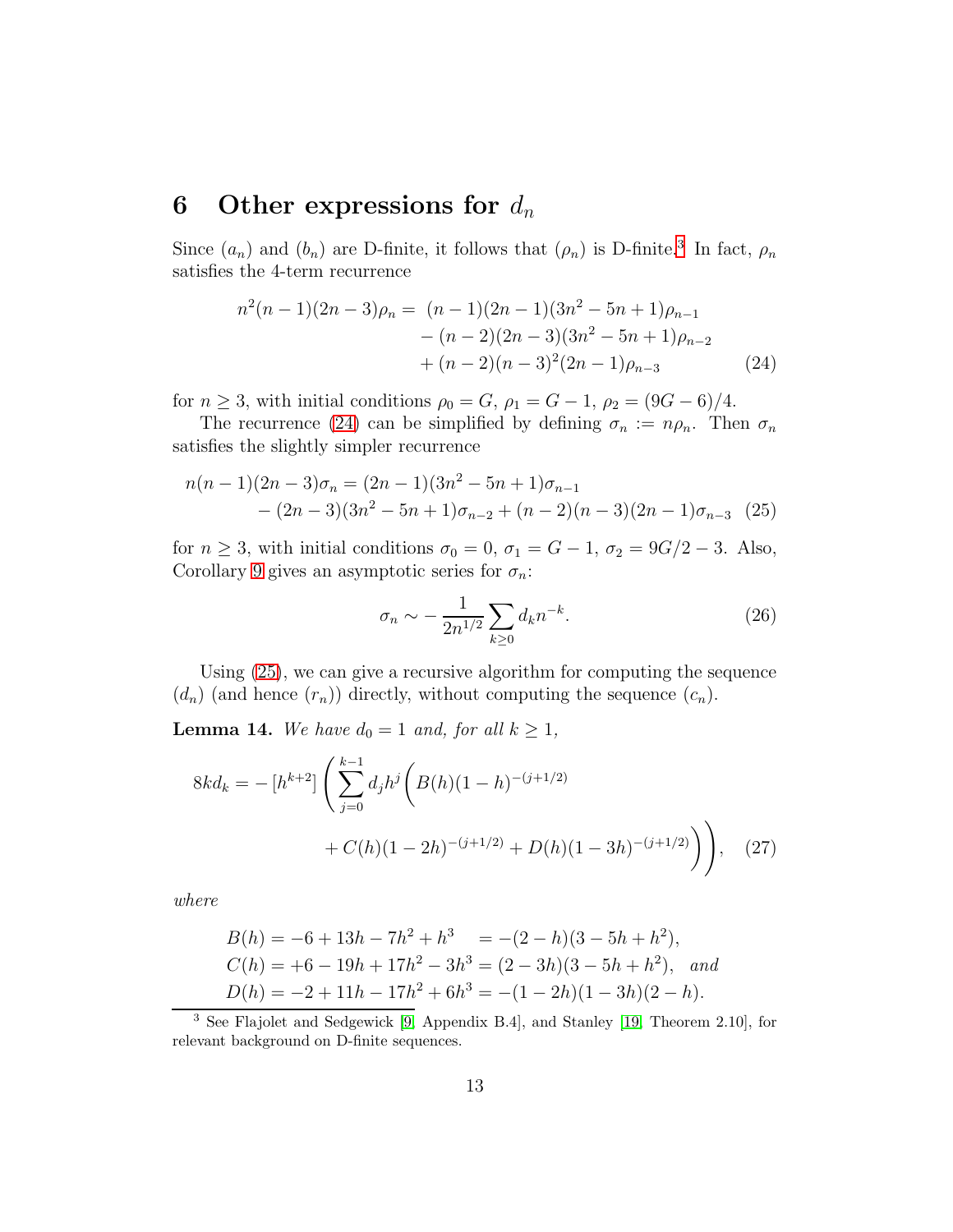## 6 Other expressions for $d_n$

Since $(a_n)$ and $(b_n)$ are D-finite, it follows that $(\rho_n)$ is D-finite.[3] In fact, $\rho_n$ satisfies the 4-term recurrence

$$
\begin{aligned}
n^2(n-1)(2n-3)\rho_n = \; & (n-1)(2n-1)(3n^2-5n+1)\rho_{n-1} \\
& - (n-2)(2n-3)(3n^2-5n+1)\rho_{n-2} \\
& + (n-2)(n-3)^2(2n-1)\rho_{n-3}
\end{aligned} \tag{24}
$$

for $n \geq 3$, with initial conditions $\rho_0 = G$, $\rho_1 = G - 1$, $\rho_2 = (9G-6)/4$.

The recurrence (24) can be simplified by defining $\sigma_n := n\rho_n$. Then $\sigma_n$ satisfies the slightly simpler recurrence

$$
\begin{aligned}
n(n-1)(2n-3)\sigma_n = & \; (2n-1)(3n^2-5n+1)\sigma_{n-1} \\
& - (2n-3)(3n^2-5n+1)\sigma_{n-2} + (n-2)(n-3)(2n-1)\sigma_{n-3}
\end{aligned} \tag{25}
$$

for $n \geq 3$, with initial conditions $\sigma_0 = 0$, $\sigma_1 = G - 1$, $\sigma_2 = 9G/2 - 3$. Also, Corollary 9 gives an asymptotic series for $\sigma_n$:

$$
\sigma_n \sim -\frac{1}{2n^{1/2}} \sum_{k \geq 0} d_k n^{-k}. \tag{26}
$$

Using (25), we can give a recursive algorithm for computing the sequence $(d_n)$ (and hence $(r_n)$) directly, without computing the sequence $(c_n)$.

**Lemma 14.** *We have $d_0 = 1$ and, for all $k \geq 1$,*

$$
\begin{aligned}
8kd_k = -[h^{k+2}] \Bigg( \sum_{j=0}^{k-1} d_j h^j \Big( & B(h)(1-h)^{-(j+1/2)} \\
& + C(h)(1-2h)^{-(j+1/2)} + D(h)(1-3h)^{-(j+1/2)} \Big) \Bigg),
\end{aligned} \tag{27}
$$

*where*

$$
\begin{aligned}
B(h) &= -6 + 13h - 7h^2 + h^3 \quad = -(2-h)(3-5h+h^2), \\
C(h) &= +6 - 19h + 17h^2 - 3h^3 = (2-3h)(3-5h+h^2), \quad \text{and} \\
D(h) &= -2 + 11h - 17h^2 + 6h^3 = -(1-2h)(1-3h)(2-h).
\end{aligned}
$$

[3] See Flajolet and Sedgewick [9, Appendix B.4], and Stanley [19, Theorem 2.10], for relevant background on D-finite sequences.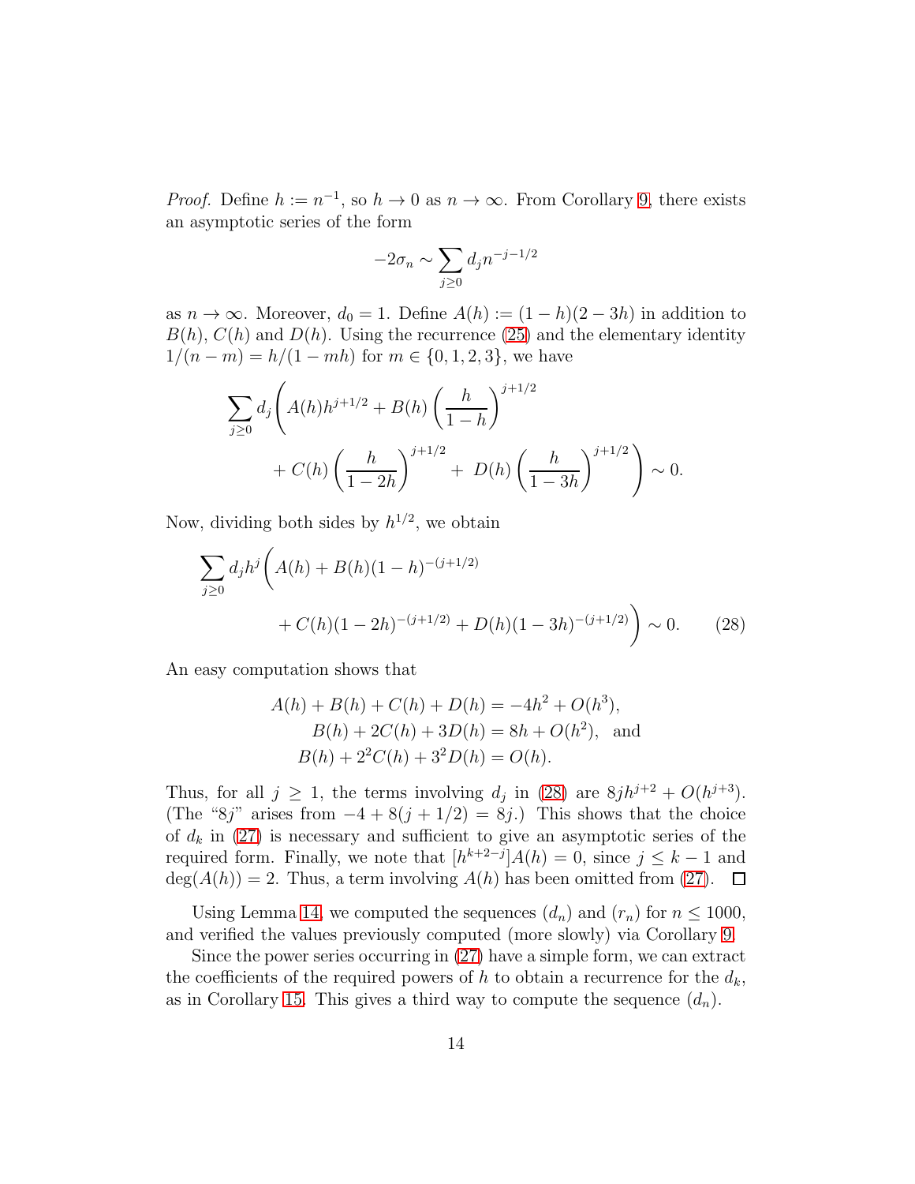*Proof.* Define $h := n^{-1}$, so $h \to 0$ as $n \to \infty$. From Corollary 9, there exists an asymptotic series of the form

$$-2\sigma_n \sim \sum_{j \geq 0} d_j n^{-j-1/2}$$

as $n \to \infty$. Moreover, $d_0 = 1$. Define $A(h) := (1-h)(2-3h)$ in addition to $B(h)$, $C(h)$ and $D(h)$. Using the recurrence (25) and the elementary identity $1/(n-m) = h/(1-mh)$ for $m \in \{0, 1, 2, 3\}$, we have

$$\sum_{j \geq 0} d_j \Bigg( A(h) h^{j+1/2} + B(h) \left(\frac{h}{1-h}\right)^{j+1/2} + C(h) \left(\frac{h}{1-2h}\right)^{j+1/2} + \; D(h) \left(\frac{h}{1-3h}\right)^{j+1/2} \Bigg) \sim 0.$$

Now, dividing both sides by $h^{1/2}$, we obtain

$$\sum_{j \geq 0} d_j h^j \Bigg( A(h) + B(h)(1-h)^{-(j+1/2)} + C(h)(1-2h)^{-(j+1/2)} + D(h)(1-3h)^{-(j+1/2)} \Bigg) \sim 0. \qquad (28)$$

An easy computation shows that

$$\begin{aligned} A(h) + B(h) + C(h) + D(h) &= -4h^2 + O(h^3), \\ B(h) + 2C(h) + 3D(h) &= 8h + O(h^2), \quad \text{and} \\ B(h) + 2^2 C(h) + 3^2 D(h) &= O(h). \end{aligned}$$

Thus, for all $j \geq 1$, the terms involving $d_j$ in (28) are $8jh^{j+2} + O(h^{j+3})$. (The "$8j$" arises from $-4 + 8(j + 1/2) = 8j$.) This shows that the choice of $d_k$ in (27) is necessary and sufficient to give an asymptotic series of the required form. Finally, we note that $[h^{k+2-j}]A(h) = 0$, since $j \leq k-1$ and $\deg(A(h)) = 2$. Thus, a term involving $A(h)$ has been omitted from (27). $\square$

Using Lemma 14, we computed the sequences $(d_n)$ and $(r_n)$ for $n \leq 1000$, and verified the values previously computed (more slowly) via Corollary 9.

Since the power series occurring in (27) have a simple form, we can extract the coefficients of the required powers of $h$ to obtain a recurrence for the $d_k$, as in Corollary 15. This gives a third way to compute the sequence $(d_n)$.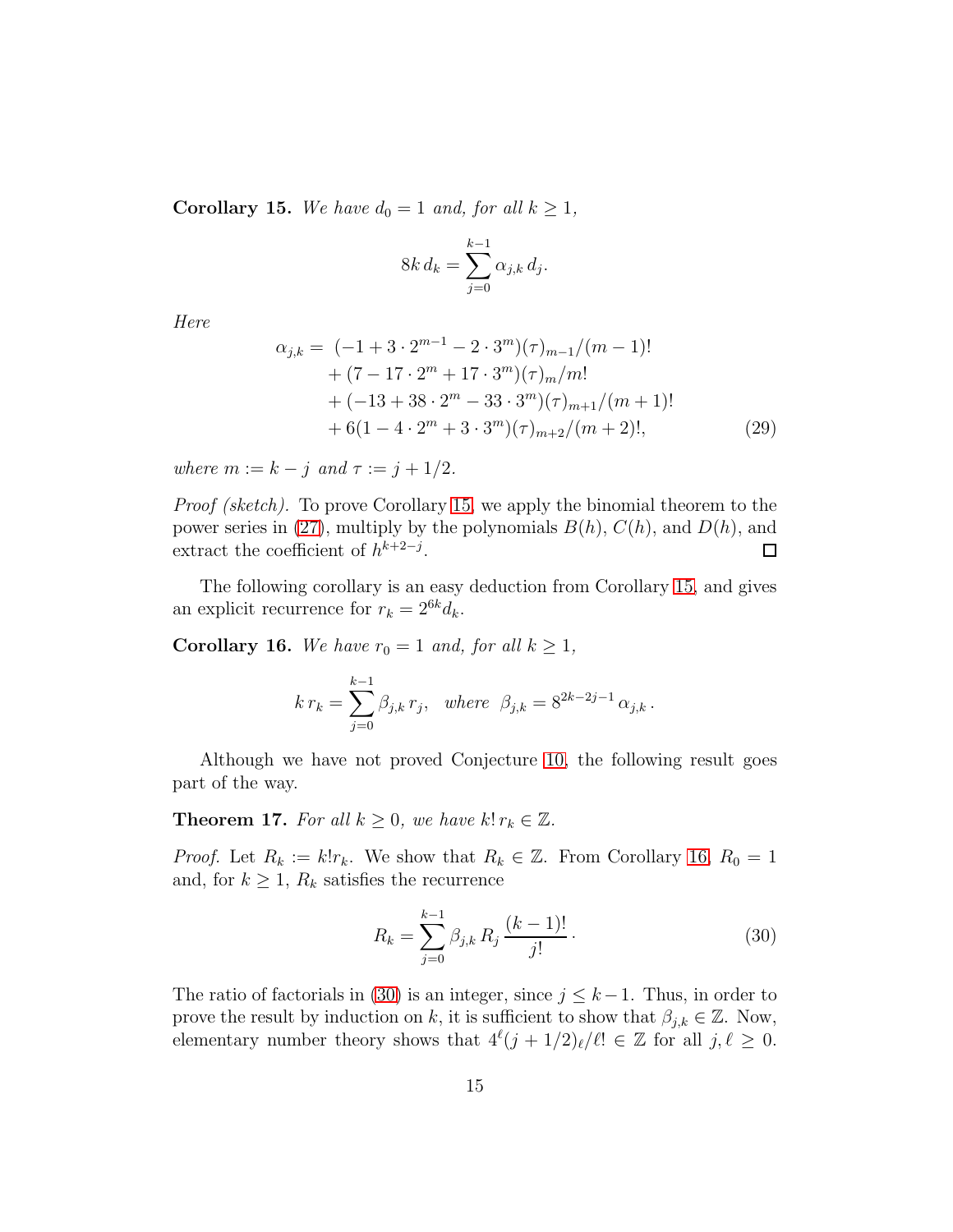**Corollary 15.** *We have $d_0 = 1$ and, for all $k \geq 1$,*

$$8k\, d_k = \sum_{j=0}^{k-1} \alpha_{j,k}\, d_j.$$

*Here*

$$\begin{aligned}
\alpha_{j,k} = \; & (-1 + 3 \cdot 2^{m-1} - 2 \cdot 3^m)(\tau)_{m-1}/(m-1)! \\
& + (7 - 17 \cdot 2^m + 17 \cdot 3^m)(\tau)_m/m! \\
& + (-13 + 38 \cdot 2^m - 33 \cdot 3^m)(\tau)_{m+1}/(m+1)! \\
& + 6(1 - 4 \cdot 2^m + 3 \cdot 3^m)(\tau)_{m+2}/(m+2)!,
\end{aligned} \tag{29}$$

*where $m := k - j$ and $\tau := j + 1/2$.*

*Proof (sketch).* To prove Corollary 15, we apply the binomial theorem to the power series in (27), multiply by the polynomials $B(h)$, $C(h)$, and $D(h)$, and extract the coefficient of $h^{k+2-j}$. □

The following corollary is an easy deduction from Corollary 15, and gives an explicit recurrence for $r_k = 2^{6k} d_k$.

**Corollary 16.** *We have $r_0 = 1$ and, for all $k \geq 1$,*

$$k\, r_k = \sum_{j=0}^{k-1} \beta_{j,k}\, r_j, \quad \textit{where} \;\; \beta_{j,k} = 8^{2k-2j-1}\, \alpha_{j,k}\,.$$

Although we have not proved Conjecture 10, the following result goes part of the way.

**Theorem 17.** *For all $k \geq 0$, we have $k!\, r_k \in \mathbb{Z}$.*

*Proof.* Let $R_k := k! r_k$. We show that $R_k \in \mathbb{Z}$. From Corollary 16, $R_0 = 1$ and, for $k \geq 1$, $R_k$ satisfies the recurrence

$$R_k = \sum_{j=0}^{k-1} \beta_{j,k}\, R_j\, \frac{(k-1)!}{j!}\,. \tag{30}$$

The ratio of factorials in (30) is an integer, since $j \leq k-1$. Thus, in order to prove the result by induction on $k$, it is sufficient to show that $\beta_{j,k} \in \mathbb{Z}$. Now, elementary number theory shows that $4^\ell (j + 1/2)_\ell / \ell! \in \mathbb{Z}$ for all $j, \ell \geq 0$.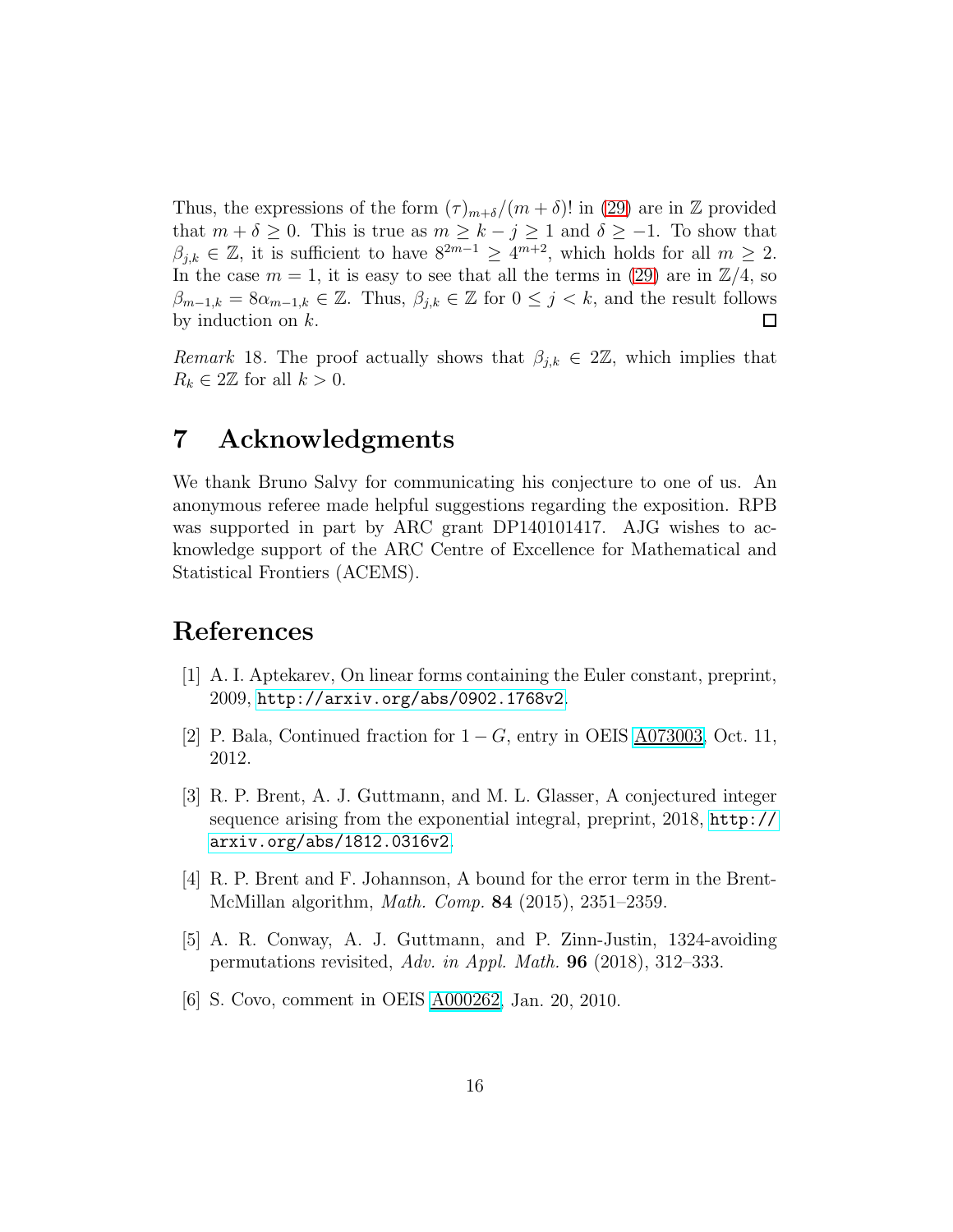Thus, the expressions of the form $(\tau)_{m+\delta}/(m+\delta)!$ in (29) are in $\mathbb{Z}$ provided that $m+\delta \geq 0$. This is true as $m \geq k-j \geq 1$ and $\delta \geq -1$. To show that $\beta_{j,k} \in \mathbb{Z}$, it is sufficient to have $8^{2m-1} \geq 4^{m+2}$, which holds for all $m \geq 2$. In the case $m = 1$, it is easy to see that all the terms in (29) are in $\mathbb{Z}/4$, so $\beta_{m-1,k} = 8\alpha_{m-1,k} \in \mathbb{Z}$. Thus, $\beta_{j,k} \in \mathbb{Z}$ for $0 \leq j < k$, and the result follows by induction on $k$. □

*Remark* 18. The proof actually shows that $\beta_{j,k} \in 2\mathbb{Z}$, which implies that $R_k \in 2\mathbb{Z}$ for all $k > 0$.

# 7 Acknowledgments

We thank Bruno Salvy for communicating his conjecture to one of us. An anonymous referee made helpful suggestions regarding the exposition. RPB was supported in part by ARC grant DP140101417. AJG wishes to acknowledge support of the ARC Centre of Excellence for Mathematical and Statistical Frontiers (ACEMS).

# References

[1] A. I. Aptekarev, On linear forms containing the Euler constant, preprint, 2009, http://arxiv.org/abs/0902.1768v2.

[2] P. Bala, Continued fraction for $1-G$, entry in OEIS A073003, Oct. 11, 2012.

[3] R. P. Brent, A. J. Guttmann, and M. L. Glasser, A conjectured integer sequence arising from the exponential integral, preprint, 2018, http://arxiv.org/abs/1812.0316v2.

[4] R. P. Brent and F. Johannson, A bound for the error term in the Brent-McMillan algorithm, *Math. Comp.* **84** (2015), 2351–2359.

[5] A. R. Conway, A. J. Guttmann, and P. Zinn-Justin, 1324-avoiding permutations revisited, *Adv. in Appl. Math.* **96** (2018), 312–333.

[6] S. Covo, comment in OEIS A000262, Jan. 20, 2010.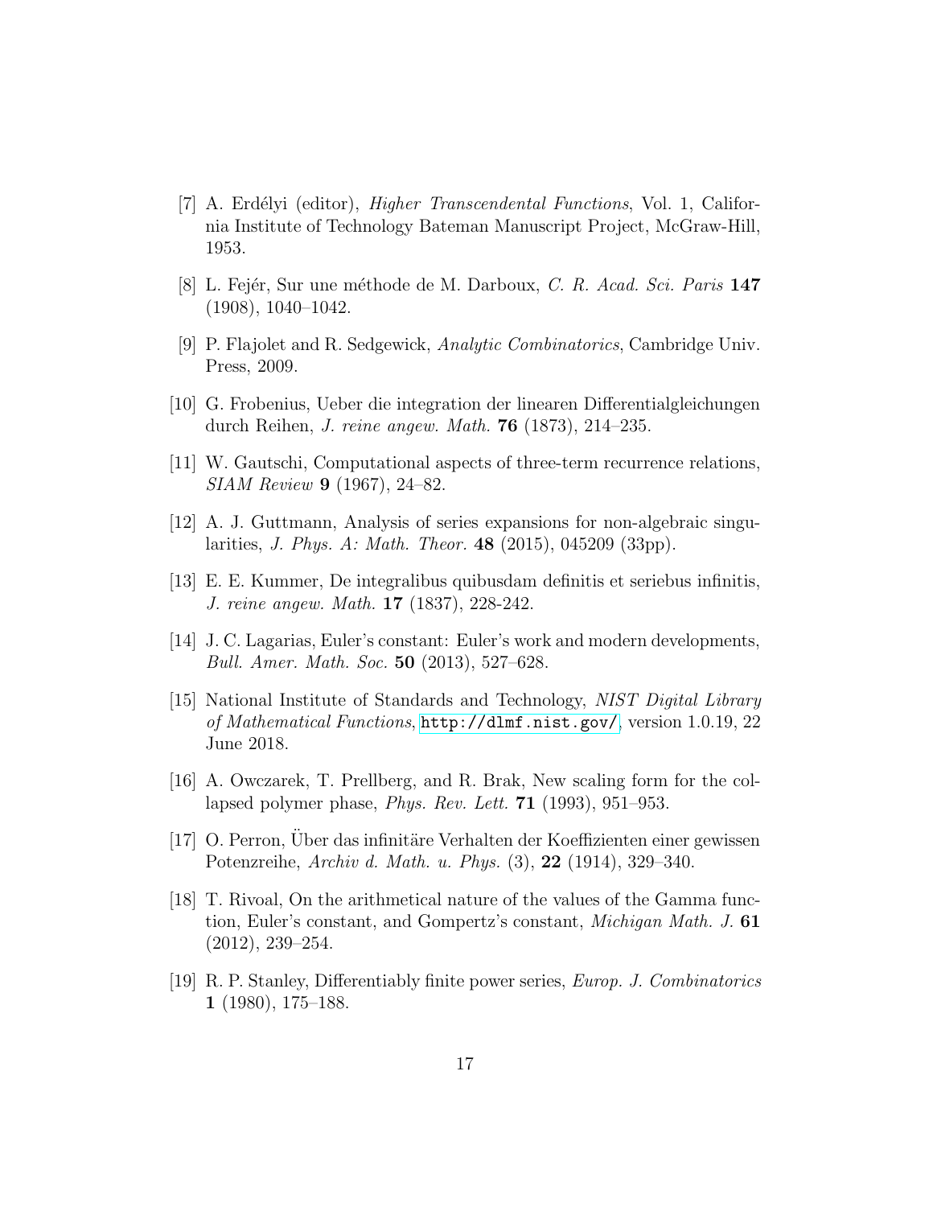[7] A. Erdélyi (editor), *Higher Transcendental Functions*, Vol. 1, California Institute of Technology Bateman Manuscript Project, McGraw-Hill, 1953.

[8] L. Fejér, Sur une méthode de M. Darboux, *C. R. Acad. Sci. Paris* **147** (1908), 1040–1042.

[9] P. Flajolet and R. Sedgewick, *Analytic Combinatorics*, Cambridge Univ. Press, 2009.

[10] G. Frobenius, Ueber die integration der linearen Differentialgleichungen durch Reihen, *J. reine angew. Math.* **76** (1873), 214–235.

[11] W. Gautschi, Computational aspects of three-term recurrence relations, *SIAM Review* **9** (1967), 24–82.

[12] A. J. Guttmann, Analysis of series expansions for non-algebraic singularities, *J. Phys. A: Math. Theor.* **48** (2015), 045209 (33pp).

[13] E. E. Kummer, De integralibus quibusdam definitis et seriebus infinitis, *J. reine angew. Math.* **17** (1837), 228-242.

[14] J. C. Lagarias, Euler's constant: Euler's work and modern developments, *Bull. Amer. Math. Soc.* **50** (2013), 527–628.

[15] National Institute of Standards and Technology, *NIST Digital Library of Mathematical Functions*, http://dlmf.nist.gov/, version 1.0.19, 22 June 2018.

[16] A. Owczarek, T. Prellberg, and R. Brak, New scaling form for the collapsed polymer phase, *Phys. Rev. Lett.* **71** (1993), 951–953.

[17] O. Perron, Über das infinitäre Verhalten der Koeffizienten einer gewissen Potenzreihe, *Archiv d. Math. u. Phys.* (3), **22** (1914), 329–340.

[18] T. Rivoal, On the arithmetical nature of the values of the Gamma function, Euler's constant, and Gompertz's constant, *Michigan Math. J.* **61** (2012), 239–254.

[19] R. P. Stanley, Differentiably finite power series, *Europ. J. Combinatorics* **1** (1980), 175–188.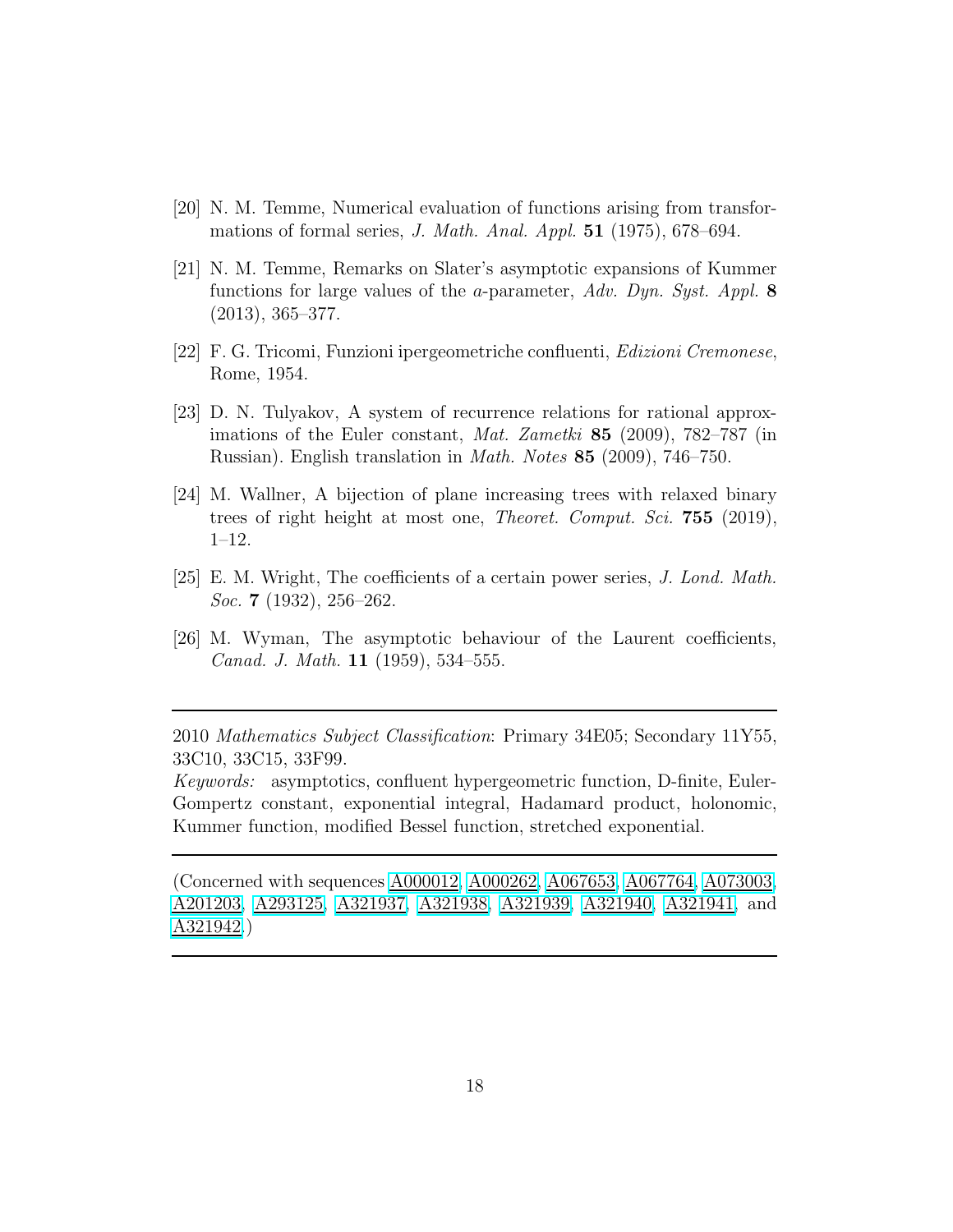[20] N. M. Temme, Numerical evaluation of functions arising from transformations of formal series, *J. Math. Anal. Appl.* **51** (1975), 678–694.

[21] N. M. Temme, Remarks on Slater's asymptotic expansions of Kummer functions for large values of the $a$-parameter, *Adv. Dyn. Syst. Appl.* **8** (2013), 365–377.

[22] F. G. Tricomi, Funzioni ipergeometriche confluenti, *Edizioni Cremonese*, Rome, 1954.

[23] D. N. Tulyakov, A system of recurrence relations for rational approximations of the Euler constant, *Mat. Zametki* **85** (2009), 782–787 (in Russian). English translation in *Math. Notes* **85** (2009), 746–750.

[24] M. Wallner, A bijection of plane increasing trees with relaxed binary trees of right height at most one, *Theoret. Comput. Sci.* **755** (2019), 1–12.

[25] E. M. Wright, The coefficients of a certain power series, *J. Lond. Math. Soc.* **7** (1932), 256–262.

[26] M. Wyman, The asymptotic behaviour of the Laurent coefficients, *Canad. J. Math.* **11** (1959), 534–555.

---

2010 *Mathematics Subject Classification*: Primary 34E05; Secondary 11Y55, 33C10, 33C15, 33F99.

*Keywords:* asymptotics, confluent hypergeometric function, D-finite, Euler-Gompertz constant, exponential integral, Hadamard product, holonomic, Kummer function, modified Bessel function, stretched exponential.

---

(Concerned with sequences A000012, A000262, A067653, A067764, A073003, A201203, A293125, A321937, A321938, A321939, A321940, A321941, and A321942.)

---